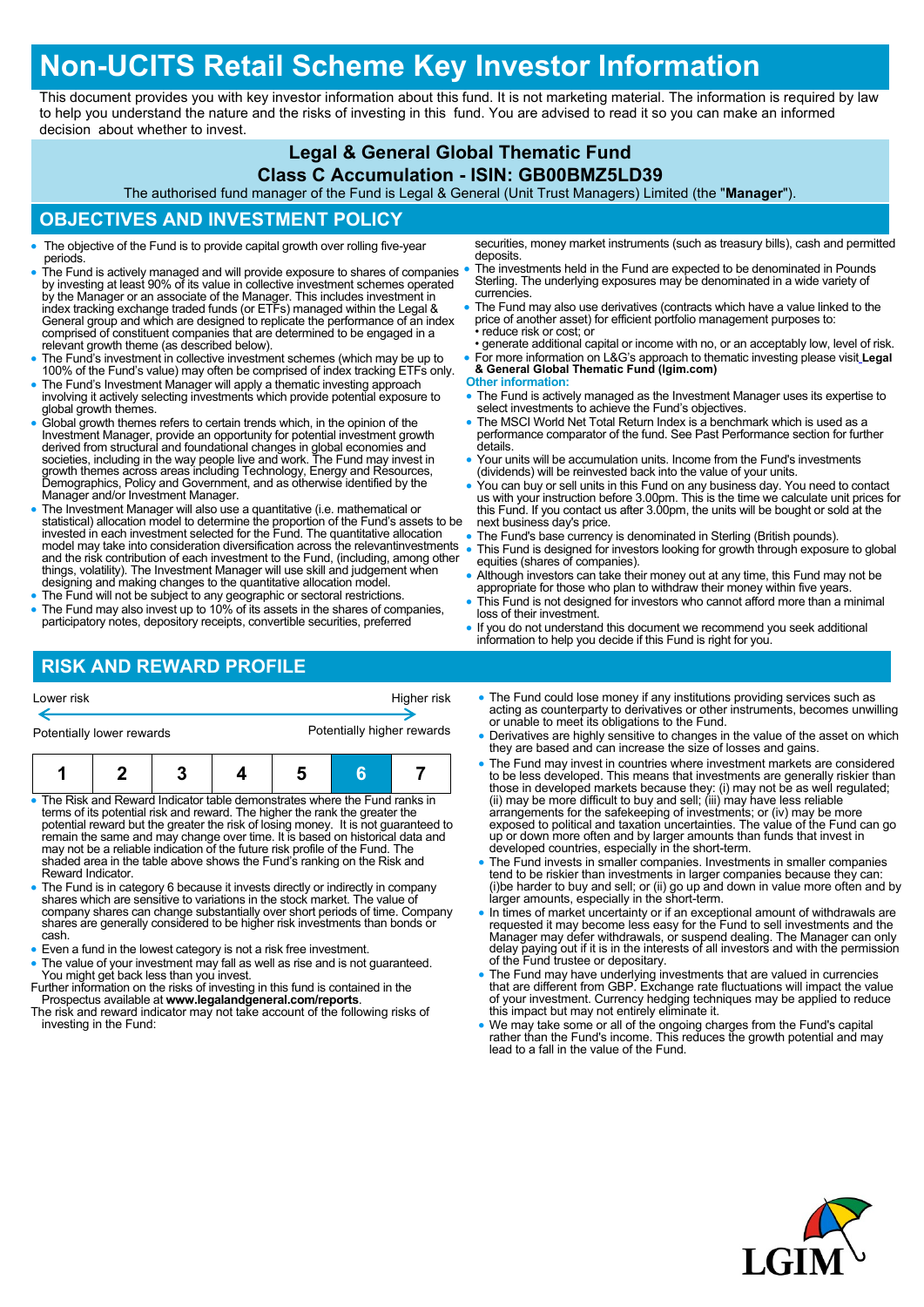# Non-UCITS Retail Scheme Key Investor Information

This document provides you with key investor information about this fund. It is not marketing material. The information is required by law to help you understand the nature and the risks of investing in this fund. You are advised to read it so you can make an informed decision about whether to invest.

**Legal & General Global Thematic Fund**

**Class C Accumulation - ISIN: GB00BMZ5LD39**

The authorised fund manager of the Fund is Legal & General (Unit Trust Managers) Limited (the "**Manager**").

## OBJECTIVES AND INVESTMENT POLICY

- The objective of the Fund is to provide capital growth over rolling five-year periods.
- The Fund is actively managed and will provide exposure to shares of companies by investing at least 90% of its value in collective investment schemes operated by the Manager or an associate of the Manager. This includes investment in index tracking exchange traded funds (or ETFs) managed within the Legal & General group and which are designed to replicate the performance of an index comprised of constituent companies that are determined to be engaged in a relevant growth theme (as described below).
- The Fund's investment in collective investment schemes (which may be up to 100% of the Fund's value) may often be comprised of index tracking ETFs only.
- The Fund's Investment Manager will apply a thematic investing approach involving it actively selecting investments which provide potential exposure to global growth themes.
- Global growth themes refers to certain trends which, in the opinion of the Investment Manager, provide an opportunity for potential investment growth derived from structural and foundational changes in global economies and societies, including in the way people live and work. The Fund may invest in growth themes across areas including Technology, Energy and Resources, Demographics, Policy and Government, and as otherwise identified by the Manager and/or Investment Manager.
- The Investment Manager will also use a quantitative (i.e. mathematical or statistical) allocation model to determine the proportion of the Fund's assets to be invested in each investment selected for the Fund. The quantitative allocation model may take into consideration diversification across the relevantinvestments and the risk contribution of each investment to the Fund, (including, among other things, volatility). The Investment Manager will use skill and judgement when designing and making changes to the quantitative allocation model.
- The Fund will not be subject to any geographic or sectoral restrictions.
- The Fund may also invest up to 10% of its assets in the shares of companies, participatory notes, depository receipts, convertible securities, preferred securities, money market instruments (such as treasury bills), cash and permitted deposits.
- The investments held in the Fund are expected to be denominated in Pounds Sterling. The underlying exposures may be denominated in a wide variety of currencies.
- The Fund may also use derivatives (contracts which have a value linked to the price of another asset) for efficient portfolio management purposes to:
  - reduce risk or cost; or
  - generate additional capital or income with no, or an acceptably low, level of risk.
- For more information on L&G's approach to thematic investing please visit **Legal & General Thematic Fund (lgim.com)**

**Other information:**

- The Fund is actively managed as the Investment Manager uses its expertise to select investments to achieve the Fund's objectives.
- The MSCI World Net Total Return Index is a benchmark which is used as a performance comparator of the fund. See Past Performance section for further details.
- Your units will be accumulation units. Income from the Fund's investments (dividends) will be reinvested back into the value of your units.
- You can buy or sell units in this Fund on any business day. You need to contact us with your instruction before 3.00pm. This is the time we calculate unit prices for this Fund. If you contact us after 3.00pm, the units will be bought or sold at the next business day's price.
- The Fund's base currency is denominated in Sterling (British pounds).
- This Fund is designed for investors looking for growth through exposure to global equities (shares of companies).
- Although investors can take their money out at any time, this Fund may not be appropriate for those who plan to withdraw their money within five years.
- This Fund is not designed for investors who cannot afford more than a minimal loss of their investment.
- If you do not understand this document we recommend you seek additional information to help you decide if this Fund is right for you.

## RISK AND REWARD PROFILE

Lower risk ← → Higher risk

Potentially lower rewards — Potentially higher rewards

| 1 | 2 | 3 | 4 | 5 | **6** | 7 |
|---|---|---|---|---|---|---|

- The Risk and Reward Indicator table demonstrates where the Fund ranks in terms of its potential risk and reward. The higher the rank the greater the potential reward but the greater the risk of losing money. It is not guaranteed to remain the same and may change over time. It is based on historical data and may not be a reliable indication of the future risk profile of the Fund. The shaded area in the table above shows the Fund's ranking on the Risk and Reward Indicator.
- The Fund is in category 6 because it invests directly or indirectly in company shares which are sensitive to variations in the stock market. The value of company shares can change substantially over short periods of time. Company shares are generally considered to be higher risk investments than bonds or cash.
- Even a fund in the lowest category is not a risk free investment.
- The value of your investment may fall as well as rise and is not guaranteed. You might get back less than you invest.

Further information on the risks of investing in this fund is contained in the Prospectus available at **www.legalandgeneral.com/reports**.

The risk and reward indicator may not take account of the following risks of investing in the Fund:

- The Fund could lose money if any institutions providing services such as acting as counterparty to derivatives or other instruments, becomes unwilling or unable to meet its obligations to the Fund.
- Derivatives are highly sensitive to changes in the value of the asset on which they are based and can increase the size of losses and gains.
- The Fund may invest in countries where investment markets are considered to be less developed. This means that investments are generally riskier than those in developed markets because they: (i) may not be as well regulated; (ii) may be more difficult to buy and sell; (iii) may have less reliable arrangements for the safekeeping of investments; or (iv) may be more exposed to political and taxation uncertainties. The value of the Fund can go up or down more often and by larger amounts than funds that invest in developed countries, especially in the short-term.
- The Fund invests in smaller companies. Investments in smaller companies tend to be riskier than investments in larger companies because they can: (i)be harder to buy and sell; or (ii) go up and down in value more often and by larger amounts, especially in the short-term.
- In times of market uncertainty or if an exceptional amount of withdrawals are requested it may become less easy for the Fund to sell investments and the Manager may defer withdrawals, or suspend dealing. The Manager can only delay paying out if it is in the interests of all investors and with the permission of the Fund trustee or depositary.
- The Fund may have underlying investments that are valued in currencies that are different from GBP. Exchange rate fluctuations will impact the value of your investment. Currency hedging techniques may be applied to reduce this impact but may not entirely eliminate it.
- We may take some or all of the ongoing charges from the Fund's capital rather than the Fund's income. This reduces the growth potential and may lead to a fall in the value of the Fund.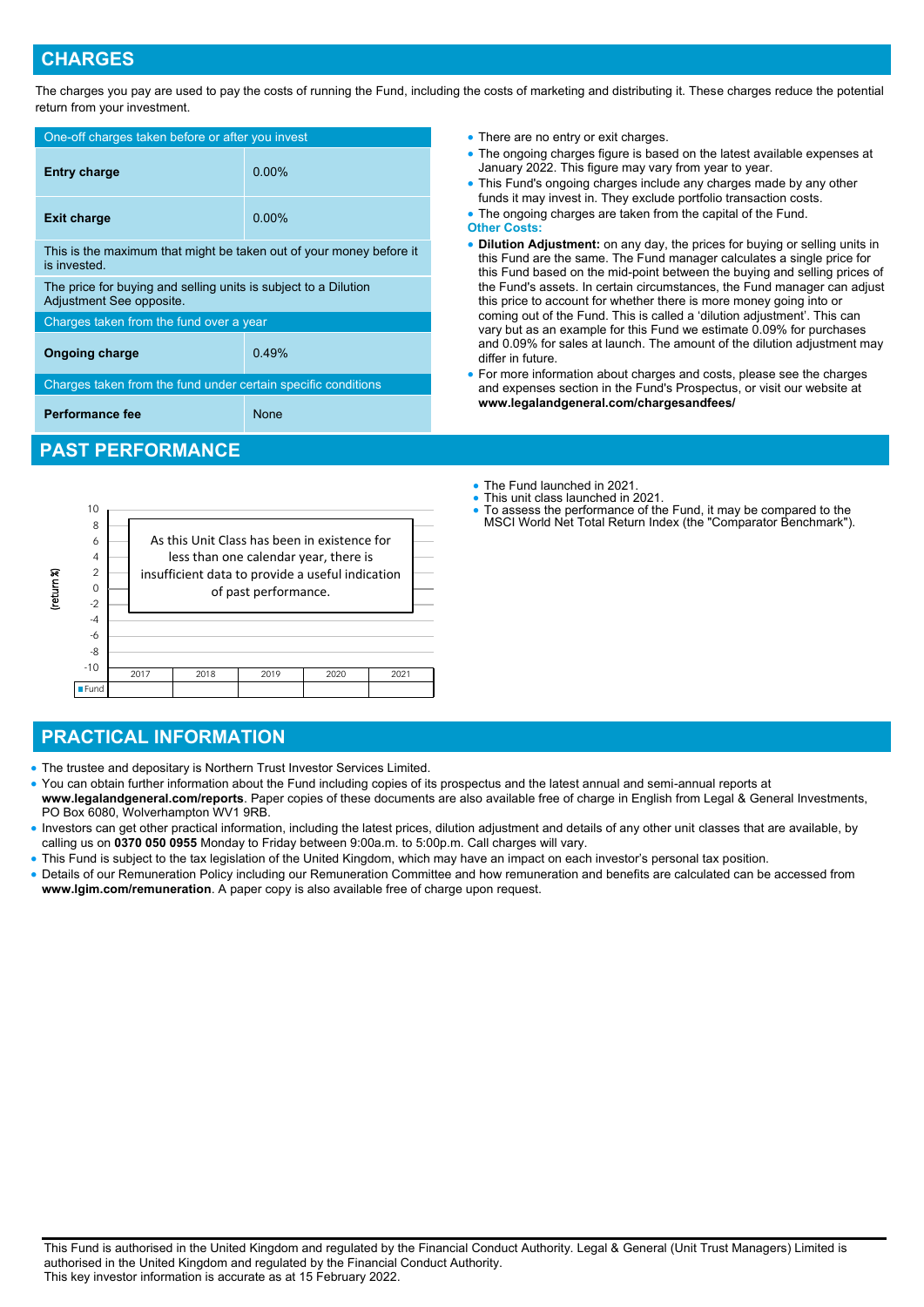## CHARGES

The charges you pay are used to pay the costs of running the Fund, including the costs of marketing and distributing it. These charges reduce the potential return from your investment.

| One-off charges taken before or after you invest | |
|---|---|
| **Entry charge** | 0.00% |
| **Exit charge** | 0.00% |
| This is the maximum that might be taken out of your money before it is invested. | |
| The price for buying and selling units is subject to a Dilution Adjustment See opposite. | |
| Charges taken from the fund over a year | |
| **Ongoing charge** | 0.49% |
| Charges taken from the fund under certain specific conditions | |
| **Performance fee** | None |

- There are no entry or exit charges.
- The ongoing charges figure is based on the latest available expenses at January 2022. This figure may vary from year to year.
- This Fund's ongoing charges include any charges made by any other funds it may invest in. They exclude portfolio transaction costs.
- The ongoing charges are taken from the capital of the Fund.

**Other Costs:**

- **Dilution Adjustment:** on any day, the prices for buying or selling units in this Fund are the same. The Fund manager calculates a single price for this Fund based on the mid-point between the buying and selling prices of the Fund's assets. In certain circumstances, the Fund manager can adjust this price to account for whether there is more money going into or coming out of the Fund. This is called a 'dilution adjustment'. This can vary but as an example for this Fund we estimate 0.09% for purchases and 0.09% for sales at launch. The amount of the dilution adjustment may differ in future.
- For more information about charges and costs, please see the charges and expenses section in the Fund's Prospectus, or visit our website at **www.legalandgeneral.com/chargesandfees/**

## PAST PERFORMANCE

(return %)
10
8
6
4
2
0
-2
-4
-6
-8
-10
2017 2018 2019 2020 2021
Fund

As this Unit Class has been in existence for less than one calendar year, there is insufficient data to provide a useful indication of past performance.

- The Fund launched in 2021.
- This unit class launched in 2021.
- To assess the performance of the Fund, it may be compared to the MSCI World Net Total Return Index (the "Comparator Benchmark").

## PRACTICAL INFORMATION

- The trustee and depositary is Northern Trust Investor Services Limited.
- You can obtain further information about the Fund including copies of its prospectus and the latest annual and semi-annual reports at **www.legalandgeneral.com/reports**. Paper copies of these documents are also available free of charge in English from Legal & General Investments, PO Box 6080, Wolverhampton WV1 9RB.
- Investors can get other practical information, including the latest prices, dilution adjustment and details of any other unit classes that are available, by calling us on **0370 050 0955** Monday to Friday between 9:00a.m. to 5:00p.m. Call charges will vary.
- This Fund is subject to the tax legislation of the United Kingdom, which may have an impact on each investor's personal tax position.
- Details of our Remuneration Policy including our Remuneration Committee and how remuneration and benefits are calculated can be accessed from **www.lgim.com/remuneration**. A paper copy is also available free of charge upon request.

This Fund is authorised in the United Kingdom and regulated by the Financial Conduct Authority. Legal & General (Unit Trust Managers) Limited is authorised in the United Kingdom and regulated by the Financial Conduct Authority.
This key investor information is accurate as at 15 February 2022.